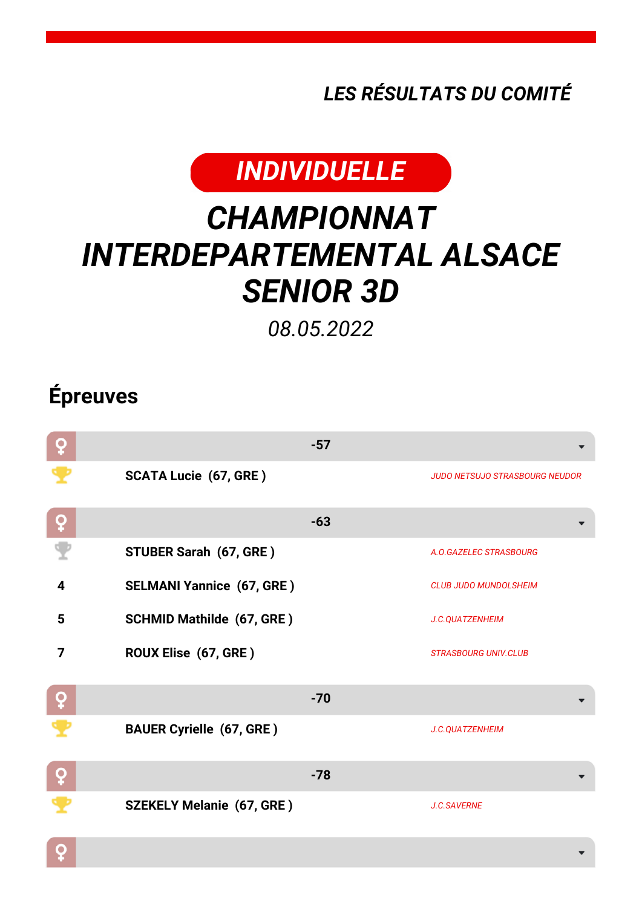*LES RÉSULTATS DU COMITÉ*

**INDIVIDUELLE**

# CHAMPIONNAT INTERDEPARTEMENTAL ALSACE SENIOR 3D

*08.05.2022*

## Épreuves

### ♀ -57

| | | |
|---|---|---|
| 1 | **SCATA Lucie (67, GRE )** | *JUDO NETSUJO STRASBOURG NEUDOR* |

### ♀ -63

| | | |
|---|---|---|
| 2 | **STUBER Sarah (67, GRE )** | *A.O.GAZELEC STRASBOURG* |
| 4 | **SELMANI Yannice (67, GRE )** | *CLUB JUDO MUNDOLSHEIM* |
| 5 | **SCHMID Mathilde (67, GRE )** | *J.C.QUATZENHEIM* |
| 7 | **ROUX Elise (67, GRE )** | *STRASBOURG UNIV.CLUB* |

### ♀ -70

| | | |
|---|---|---|
| 1 | **BAUER Cyrielle (67, GRE )** | *J.C.QUATZENHEIM* |

### ♀ -78

| | | |
|---|---|---|
| 1 | **SZEKELY Melanie (67, GRE )** | *J.C.SAVERNE* |

### ♀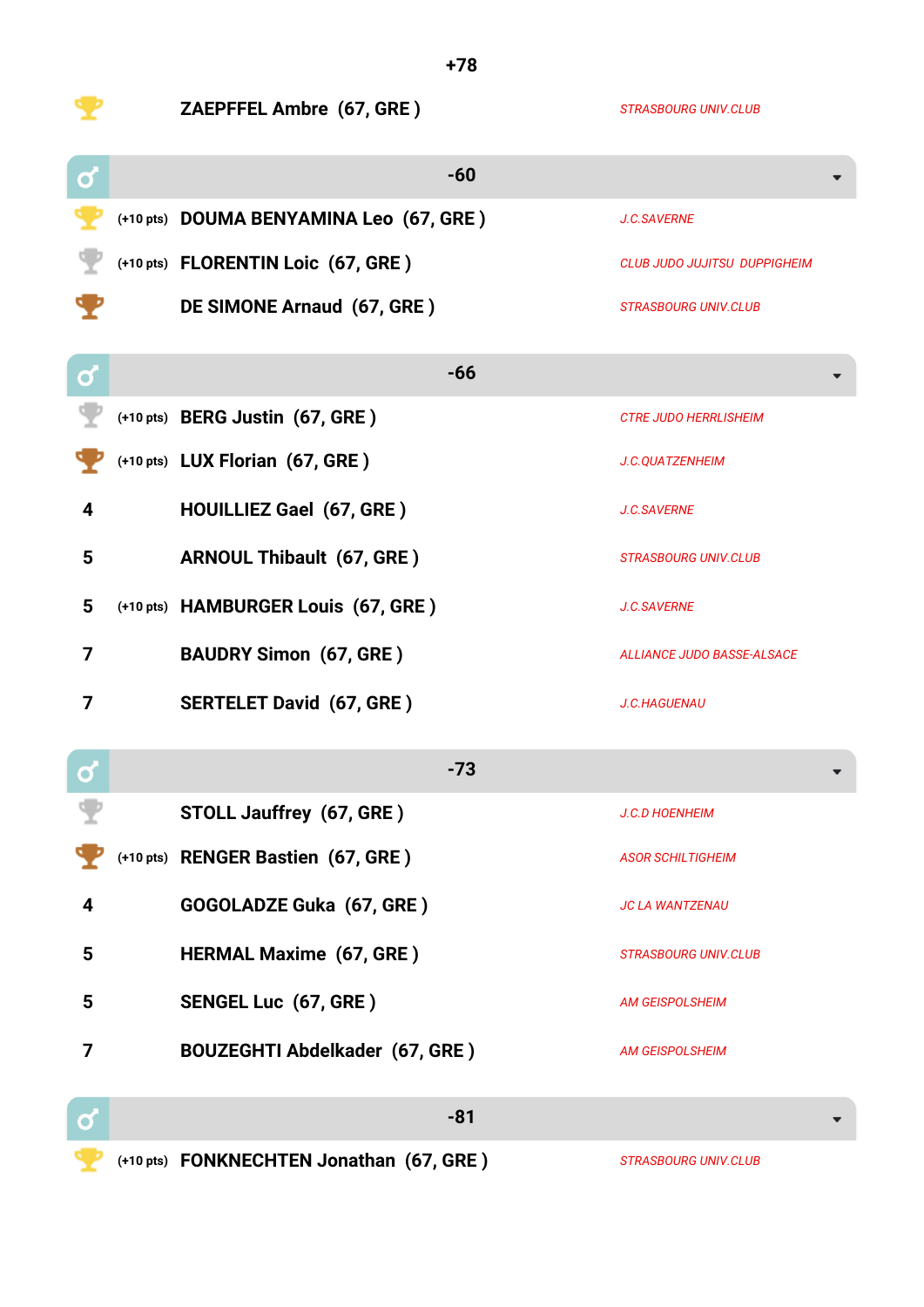## +78

| | | | |
|---|---|---|---|
| 🏆 (gold) | | ZAEPFFEL Ambre (67, GRE ) | STRASBOURG UNIV.CLUB |

## -60

| | | | |
|---|---|---|---|
| 🏆 (gold) | (+10 pts) | DOUMA BENYAMINA Leo (67, GRE ) | J.C.SAVERNE |
| 🏆 (silver) | (+10 pts) | FLORENTIN Loic (67, GRE ) | CLUB JUDO JUJITSU DUPPIGHEIM |
| 🏆 (bronze) | | DE SIMONE Arnaud (67, GRE ) | STRASBOURG UNIV.CLUB |

## -66

| | | | |
|---|---|---|---|
| 🏆 (silver) | (+10 pts) | BERG Justin (67, GRE ) | CTRE JUDO HERRLISHEIM |
| 🏆 (bronze) | (+10 pts) | LUX Florian (67, GRE ) | J.C.QUATZENHEIM |
| 4 | | HOUILLIEZ Gael (67, GRE ) | J.C.SAVERNE |
| 5 | | ARNOUL Thibault (67, GRE ) | STRASBOURG UNIV.CLUB |
| 5 | (+10 pts) | HAMBURGER Louis (67, GRE ) | J.C.SAVERNE |
| 7 | | BAUDRY Simon (67, GRE ) | ALLIANCE JUDO BASSE-ALSACE |
| 7 | | SERTELET David (67, GRE ) | J.C.HAGUENAU |

## -73

| | | | |
|---|---|---|---|
| 🏆 (silver) | | STOLL Jauffrey (67, GRE ) | J.C.D HOENHEIM |
| 🏆 (bronze) | (+10 pts) | RENGER Bastien (67, GRE ) | ASOR SCHILTIGHEIM |
| 4 | | GOGOLADZE Guka (67, GRE ) | JC LA WANTZENAU |
| 5 | | HERMAL Maxime (67, GRE ) | STRASBOURG UNIV.CLUB |
| 5 | | SENGEL Luc (67, GRE ) | AM GEISPOLSHEIM |
| 7 | | BOUZEGHTI Abdelkader (67, GRE ) | AM GEISPOLSHEIM |

## -81

| | | | |
|---|---|---|---|
| 🏆 (gold) | (+10 pts) | FONKNECHTEN Jonathan (67, GRE ) | STRASBOURG UNIV.CLUB |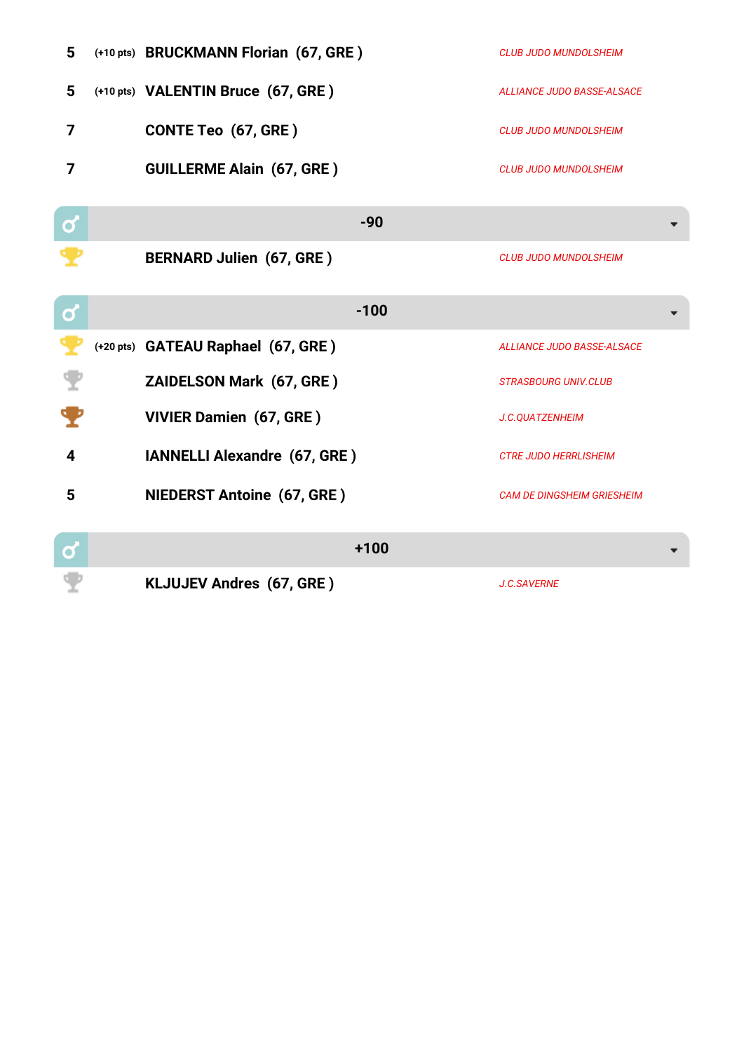| | | | |
|---|---|---|---|
| 5 | (+10 pts) | **BRUCKMANN Florian (67, GRE )** | *CLUB JUDO MUNDOLSHEIM* |
| 5 | (+10 pts) | **VALENTIN Bruce (67, GRE )** | *ALLIANCE JUDO BASSE-ALSACE* |
| 7 | | **CONTE Teo (67, GRE )** | *CLUB JUDO MUNDOLSHEIM* |
| 7 | | **GUILLERME Alain (67, GRE )** | *CLUB JUDO MUNDOLSHEIM* |

## -90

| | | | |
|---|---|---|---|
| 1 | | **BERNARD Julien (67, GRE )** | *CLUB JUDO MUNDOLSHEIM* |

## -100

| | | | |
|---|---|---|---|
| 1 | (+20 pts) | **GATEAU Raphael (67, GRE )** | *ALLIANCE JUDO BASSE-ALSACE* |
| 2 | | **ZAIDELSON Mark (67, GRE )** | *STRASBOURG UNIV.CLUB* |
| 3 | | **VIVIER Damien (67, GRE )** | *J.C.QUATZENHEIM* |
| 4 | | **IANNELLI Alexandre (67, GRE )** | *CTRE JUDO HERRLISHEIM* |
| 5 | | **NIEDERST Antoine (67, GRE )** | *CAM DE DINGSHEIM GRIESHEIM* |

## +100

| | | | |
|---|---|---|---|
| 2 | | **KLJUJEV Andres (67, GRE )** | *J.C.SAVERNE* |